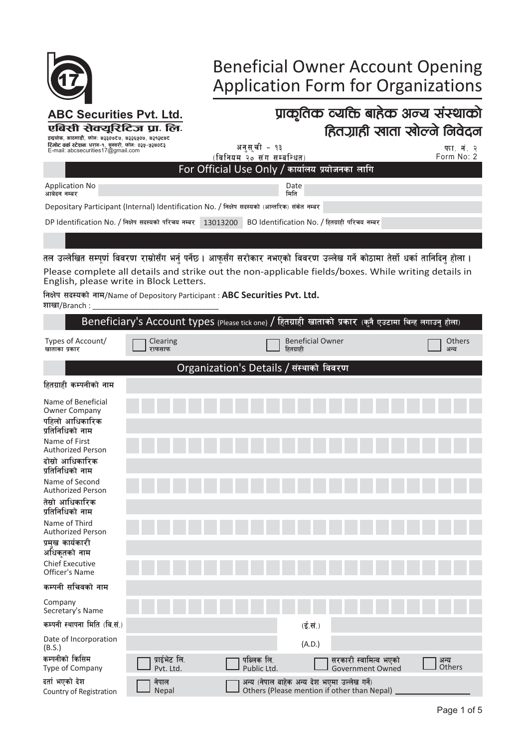**ABC Securities Pvt. Ltd.**
**एबिसी सेक्युरिटिज प्रा. लि.**
इन्द्रचोक, काठमाडौं, फोन: ४२३०७८७, ४२२६५०७, ४२१२५४८
रिमोट वर्क स्टेशन: धरान-१, सुनसरी, फोन: ०२५-५२४०८३
E-mail: abcsecurities17@gmail.com

# Beneficial Owner Account Opening Application Form for Organizations

# प्राकृतिक व्यक्ति बाहेक अन्य संस्थाको हितग्राही खाता खोल्ने निवेदन

अनुसूची - १३
(विनियम २० संग सम्बन्धित)

फा. नं. २
Form No: 2

## For Official Use Only / कार्यालय प्रयोजनका लागि

| | | | |
|---|---|---|---|
| Application No आवेदन नम्बर | | Date मिति | |
| Depositary Participant (Internal) Identification No. / निक्षेप सदस्यको (आन्तरिक) संकेत नम्बर | | | |
| DP Identification No. / निक्षेप सदस्यको परिचय नम्बर | 13013200 | BO Identification No. / हितग्राही परिचय नम्बर | |

तल उल्लेखित सम्पूर्ण विवरण राम्रोसँग भर्नु पर्नेछ । आफूसँग सरोकार नभएको विवरण उल्लेख गर्ने कोठामा तेर्सो धर्का तानिदिनु होला ।

Please complete all details and strike out the non-applicable fields/boxes. While writing details in English, please write in Block Letters.

**निक्षेप सदस्यको नाम**/Name of Depository Participant : **ABC Securities Pvt. Ltd.**
**शाखा**/Branch : ______________________________

## Beneficiary's Account types (Please tick one) / हितग्राही खाताको प्रकार (कुनै एउटामा चिन्ह लगाउनु होला)

| | | | |
|---|---|---|---|
| Types of Account/ खाताका प्रकार | ☐ Clearing राफसाफ | ☐ Beneficial Owner हितग्राही | ☐ Others अन्य |

## Organization's Details / संस्थाको विवरण

| | |
|---|---|
| हितग्राही कम्पनीको नाम | |
| Name of Beneficial Owner Company | |
| पहिलो आधिकारिक प्रतिनिधिको नाम | |
| Name of First Authorized Person | |
| दोस्रो आधिकारिक प्रतिनिधिको नाम | |
| Name of Second Authorized Person | |
| तेस्रो आधिकारिक प्रतिनिधिको नाम | |
| Name of Third Authorized Person | |
| प्रमुख कार्यकारी अधिकृतको नाम | |
| Chief Executive Officer's Name | |
| कम्पनी सचिवको नाम | |
| Company Secretary's Name | |

| | | | |
|---|---|---|---|
| कम्पनी स्थापना मिति (वि.सं.) | | (ई.सं.) | |
| Date of Incorporation (B.S.) | | (A.D.) | |

| | | | | |
|---|---|---|---|---|
| कम्पनीको किसिम Type of Company | ☐ प्राईभेट लि. Pvt. Ltd. | ☐ पब्लिक लि. Public Ltd. | ☐ सरकारी स्वामित्व भएको Government Owned | ☐ अन्य Others |
| दर्ता भएको देश Country of Registration | ☐ नेपाल Nepal | ☐ अन्य (नेपाल बाहेक अन्य देश भएमा उल्लेख गर्ने) Others (Please mention if other than Nepal) ________________ | | |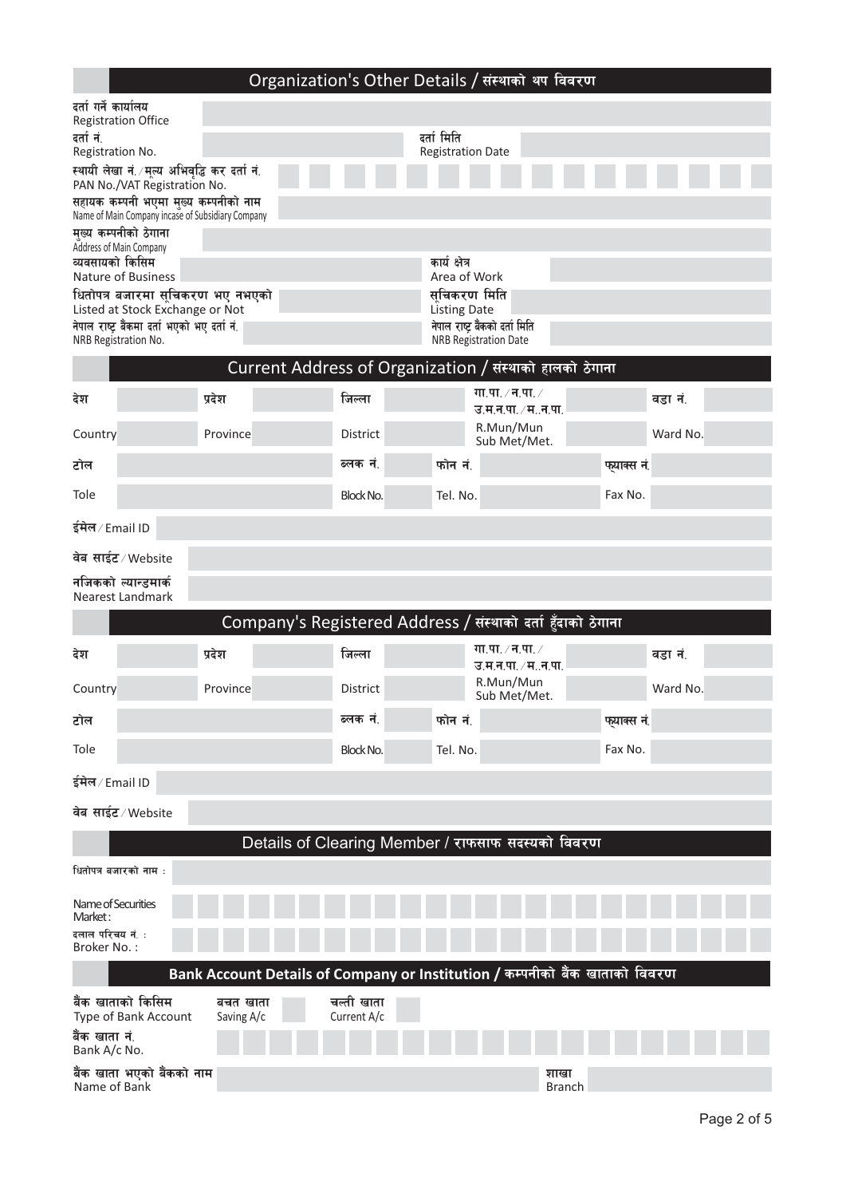## Organization's Other Details / संस्थाको थप विवरण

| | | | |
|---|---|---|---|
| दर्ता गर्ने कार्यालय Registration Office | | | |
| दर्ता नं. Registration No. | | दर्ता मिति Registration Date | |
| स्थायी लेखा नं. / मूल्य अभिवृद्धि कर दर्ता नं. PAN No./VAT Registration No. | | | |
| सहायक कम्पनी भएमा मुख्य कम्पनीको नाम Name of Main Company incase of Subsidiary Company | | | |
| मुख्य कम्पनीको ठेगाना Address of Main Company | | | |
| व्यवसायको किसिम Nature of Business | | कार्य क्षेत्र Area of Work | |
| धितोपत्र बजारमा सूचिकरण भए नभएको Listed at Stock Exchange or Not | | सूचिकरण मिति Listing Date | |
| नेपाल राष्ट्र बैंकमा दर्ता भएको भए दर्ता नं. NRB Registration No. | | नेपाल राष्ट्र बैंकको दर्ता मिति NRB Registration Date | |

## Current Address of Organization / संस्थाको हालको ठेगाना

| | | | | | | | | | |
|---|---|---|---|---|---|---|---|---|---|
| देश Country | | प्रदेश Province | | जिल्ला District | | गा.पा. / न.पा. / उ.म.न.पा. / म..न.पा. R.Mun/Mun Sub Met/Met. | | वडा नं. Ward No. | |
| टोल Tole | | | | ब्लक नं. Block No. | | फोन नं. Tel. No. | | फ्याक्स नं. Fax No. | |
| ईमेल / Email ID | | | | | | | | | |
| वेब साईट / Website | | | | | | | | | |
| नजिकको ल्यान्डमार्क Nearest Landmark | | | | | | | | | |

## Company's Registered Address / संस्थाको दर्ता हुँदाको ठेगाना

| | | | | | | | | | |
|---|---|---|---|---|---|---|---|---|---|
| देश Country | | प्रदेश Province | | जिल्ला District | | गा.पा. / न.पा. / उ.म.न.पा. / म..न.पा. R.Mun/Mun Sub Met/Met. | | वडा नं. Ward No. | |
| टोल Tole | | | | ब्लक नं. Block No. | | फोन नं. Tel. No. | | फ्याक्स नं. Fax No. | |
| ईमेल / Email ID | | | | | | | | | |
| वेब साईट / Website | | | | | | | | | |

## Details of Clearing Member / राफसाफ सदस्यको विवरण

| | |
|---|---|
| धितोपत्र बजारको नाम : Name of Securities Market : | |
| दलाल परिचय नं. : Broker No. : | |

## Bank Account Details of Company or Institution / कम्पनीको बैंक खाताको विवरण

| | | | | |
|---|---|---|---|---|
| बैंक खाताको किसिम Type of Bank Account | बचत खाता Saving A/c | | चल्ती खाता Current A/c | |
| बैंक खाता नं. Bank A/c No. | | | | |
| बैंक खाता भएको बैंकको नाम Name of Bank | | | शाखा Branch | |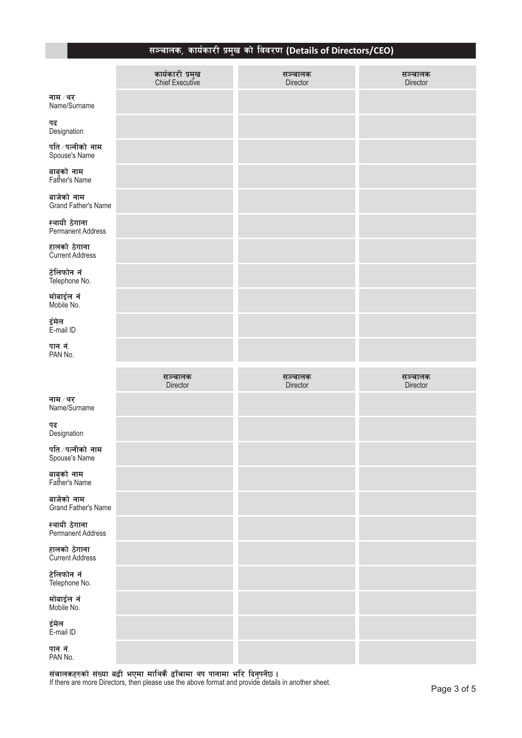## सञ्चालक, कार्यकारी प्रमुख को विवरण (Details of Directors/CEO)

| | कार्यकारी प्रमुख<br>Chief Executive | सञ्चालक<br>Director | सञ्चालक<br>Director |
|---|---|---|---|
| नाम/थर<br>Name/Surname | | | |
| पद<br>Designation | | | |
| पति/पत्नीको नाम<br>Spouse's Name | | | |
| बाबुको नाम<br>Father's Name | | | |
| बाजेको नाम<br>Grand Father's Name | | | |
| स्थायी ठेगाना<br>Permanent Address | | | |
| हालको ठेगाना<br>Current Address | | | |
| टेलिफोन नं<br>Telephone No. | | | |
| मोबाईल नं<br>Mobile No. | | | |
| ईमेल<br>E-mail ID | | | |
| पान नं.<br>PAN No. | | | |

| | सञ्चालक<br>Director | सञ्चालक<br>Director | सञ्चालक<br>Director |
|---|---|---|---|
| नाम/थर<br>Name/Surname | | | |
| पद<br>Designation | | | |
| पति/पत्नीको नाम<br>Spouse's Name | | | |
| बाबुको नाम<br>Father's Name | | | |
| बाजेको नाम<br>Grand Father's Name | | | |
| स्थायी ठेगाना<br>Permanent Address | | | |
| हालको ठेगाना<br>Current Address | | | |
| टेलिफोन नं<br>Telephone No. | | | |
| मोबाईल नं<br>Mobile No. | | | |
| ईमेल<br>E-mail ID | | | |
| पान नं.<br>PAN No. | | | |

संचालकहरुको संख्या बढी भएमा माथिकै ढाँचामा थप पानामा भरि दिनुपर्नेछ ।
If there are more Directors, then please use the above format and provide details in another sheet.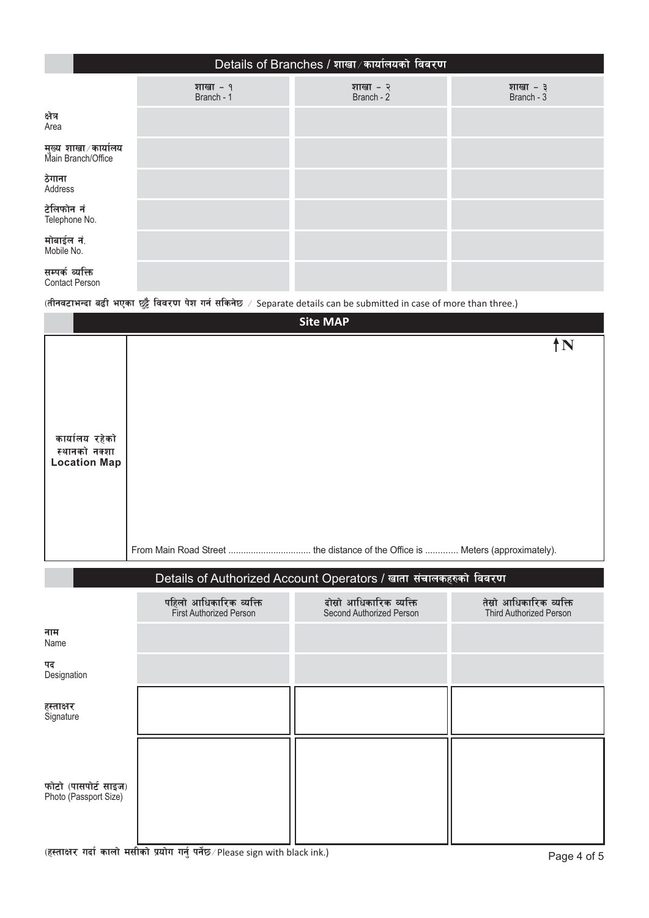## Details of Branches / शाखा/कार्यालयको विवरण

| | शाखा – १<br>Branch - 1 | शाखा – २<br>Branch - 2 | शाखा – ३<br>Branch - 3 |
|---|---|---|---|
| क्षेत्र<br>Area | | | |
| मुख्य शाखा/कार्यालय<br>Main Branch/Office | | | |
| ठेगाना<br>Address | | | |
| टेलिफोन नं<br>Telephone No. | | | |
| मोबाईल नं.<br>Mobile No. | | | |
| सम्पर्क व्यक्ति<br>Contact Person | | | |

(तीनवटाभन्दा बढी भएका छुट्टै विवरण पेश गर्न सकिनेछ / Separate details can be submitted in case of more than three.)

## Site MAP

| | |
|---|---|
| कार्यालय रहेको स्थानको नक्शा<br>**Location Map** | ↑N<br><br>From Main Road Street ................................ the distance of the Office is ............ Meters (approximately). |

## Details of Authorized Account Operators / खाता संचालकहरुको विवरण

| | पहिलो आधिकारिक व्यक्ति<br>First Authorized Person | दोस्रो आधिकारिक व्यक्ति<br>Second Authorized Person | तेस्रो आधिकारिक व्यक्ति<br>Third Authorized Person |
|---|---|---|---|
| नाम<br>Name | | | |
| पद<br>Designation | | | |
| हस्ताक्षर<br>Signature | | | |
| फोटो (पासपोर्ट साइज)<br>Photo (Passport Size) | | | |

(हस्ताक्षर गर्दा कालो मसीको प्रयोग गर्नु पर्नेछ/Please sign with black ink.)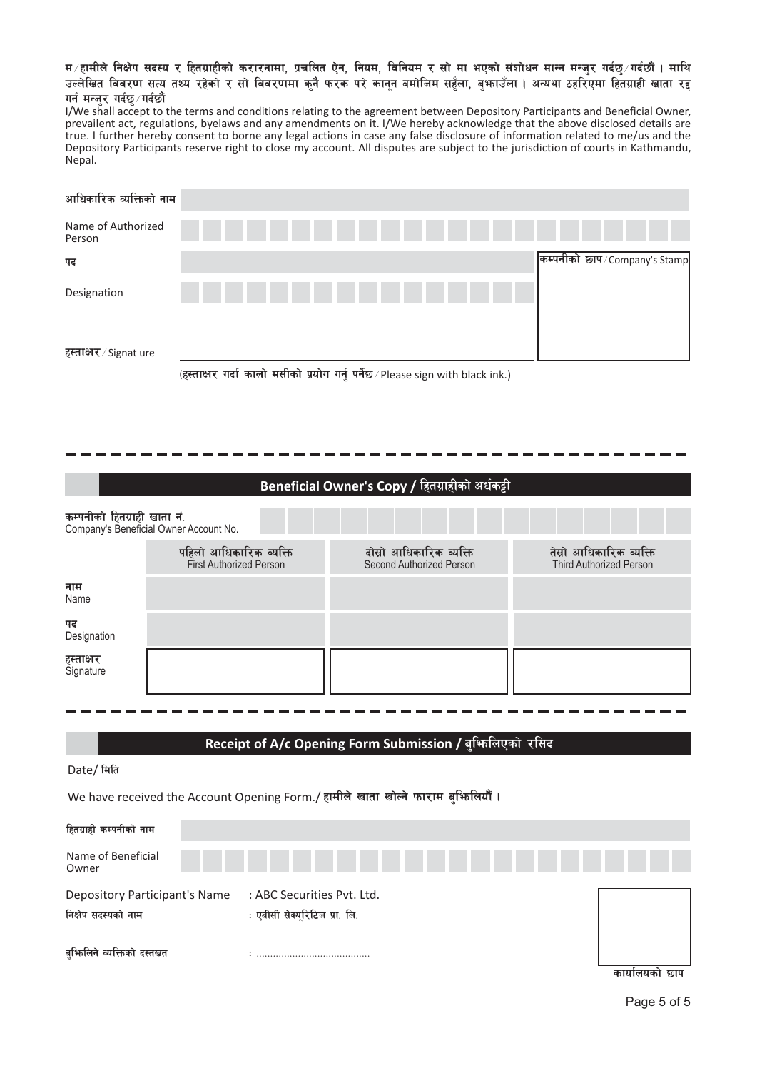म/हामीले निक्षेप सदस्य र हितग्राहीको करारनामा, प्रचलित ऐन, नियम, विनियम र सो मा भएको संशोधन मान्न मन्जुर गर्दछु/गर्दछौं । माथि उल्लेखित विवरण सत्य तथ्य रहेको र सो विवरणमा कुनै फरक परे कानून बमोजिम सहुँला, बुझाउँला । अन्यथा ठहरिएमा हितग्राही खाता रद्द गर्न मन्जुर गर्दछु/गर्दछौं

I/We shall accept to the terms and conditions relating to the agreement between Depository Participants and Beneficial Owner, prevailent act, regulations, byelaws and any amendments on it. I/We hereby acknowledge that the above disclosed details are true. I further hereby consent to borne any legal actions in case any false disclosure of information related to me/us and the Depository Participants reserve right to close my account. All disputes are subject to the jurisdiction of courts in Kathmandu, Nepal.

| | | |
|---|---|---|
| आधिकारिक व्यक्तिको नाम | | |
| Name of Authorized Person | | |
| पद | | कम्पनीको छाप/Company's Stamp |
| Designation | | |
| हस्ताक्षर/Signat ure | | |

(हस्ताक्षर गर्दा कालो मसीको प्रयोग गर्नु पर्नेछ/Please sign with black ink.)

## Beneficial Owner's Copy / हितग्राहीको अर्धकट्टी

कम्पनीको हितग्राही खाता नं.
Company's Beneficial Owner Account No.

| | पहिलो आधिकारिक व्यक्ति First Authorized Person | दोस्रो आधिकारिक व्यक्ति Second Authorized Person | तेस्रो आधिकारिक व्यक्ति Third Authorized Person |
|---|---|---|---|
| नाम Name | | | |
| पद Designation | | | |
| हस्ताक्षर Signature | | | |

## Receipt of A/c Opening Form Submission / बुझिलिएको रसिद

Date/ मिति

We have received the Account Opening Form./ हामीले खाता खोल्ने फाराम बुझिलियौं ।

| | |
|---|---|
| हितग्राही कम्पनीको नाम | |
| Name of Beneficial Owner | |

Depository Participant's Name : ABC Securities Pvt. Ltd.

निक्षेप सदस्यको नाम : एबीसी सेक्यूरिटिज प्रा. लि.

बुझिलिने व्यक्तिको दस्तखत : ........................................

कार्यालयको छाप